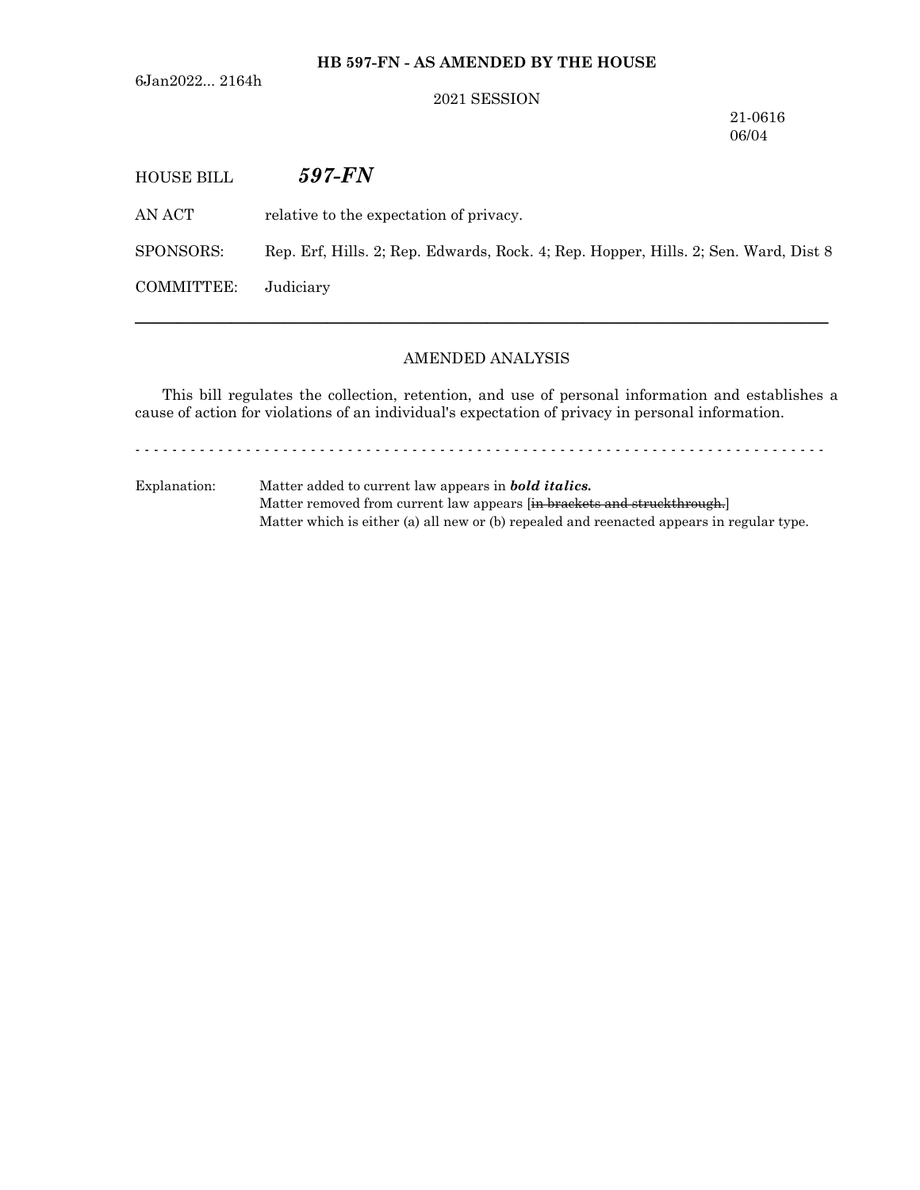**HB 597-FN - AS AMENDED BY THE HOUSE**

6Jan2022... 2164h

2021 SESSION

21-0616
06/04

HOUSE BILL ***597-FN***

AN ACT relative to the expectation of privacy.

SPONSORS: Rep. Erf, Hills. 2; Rep. Edwards, Rock. 4; Rep. Hopper, Hills. 2; Sen. Ward, Dist 8

COMMITTEE: Judiciary

---

AMENDED ANALYSIS

This bill regulates the collection, retention, and use of personal information and establishes a cause of action for violations of an individual's expectation of privacy in personal information.

- - - - - - - - - - - - - - - - - - - - - - - - - - - - - - - - - - - - - - - - - - - - - - - - - - - - - - - - - - -

Explanation: Matter added to current law appears in ***bold italics.***
Matter removed from current law appears [~~in brackets and struckthrough.~~]
Matter which is either (a) all new or (b) repealed and reenacted appears in regular type.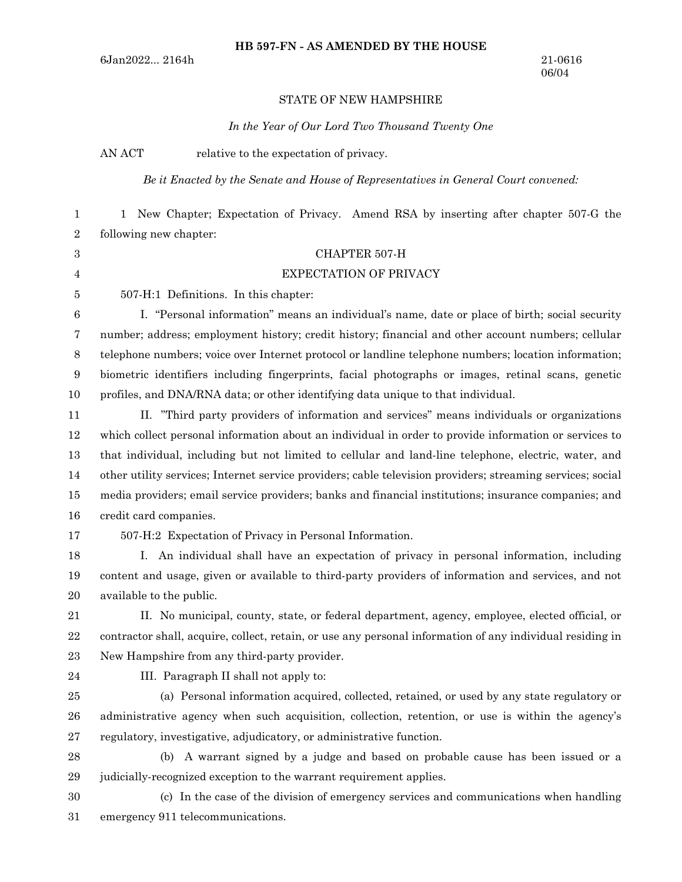**HB 597-FN - AS AMENDED BY THE HOUSE**

6Jan2022... 2164h

21-0616
06/04

STATE OF NEW HAMPSHIRE

*In the Year of Our Lord Two Thousand Twenty One*

AN ACT relative to the expectation of privacy.

*Be it Enacted by the Senate and House of Representatives in General Court convened:*

1 New Chapter; Expectation of Privacy. Amend RSA by inserting after chapter 507-G the following new chapter:

CHAPTER 507-H

EXPECTATION OF PRIVACY

507-H:1 Definitions. In this chapter:

I. "Personal information" means an individual's name, date or place of birth; social security number; address; employment history; credit history; financial and other account numbers; cellular telephone numbers; voice over Internet protocol or landline telephone numbers; location information; biometric identifiers including fingerprints, facial photographs or images, retinal scans, genetic profiles, and DNA/RNA data; or other identifying data unique to that individual.

II. "Third party providers of information and services" means individuals or organizations which collect personal information about an individual in order to provide information or services to that individual, including but not limited to cellular and land-line telephone, electric, water, and other utility services; Internet service providers; cable television providers; streaming services; social media providers; email service providers; banks and financial institutions; insurance companies; and credit card companies.

507-H:2 Expectation of Privacy in Personal Information.

I. An individual shall have an expectation of privacy in personal information, including content and usage, given or available to third-party providers of information and services, and not available to the public.

II. No municipal, county, state, or federal department, agency, employee, elected official, or contractor shall, acquire, collect, retain, or use any personal information of any individual residing in New Hampshire from any third-party provider.

III. Paragraph II shall not apply to:

(a) Personal information acquired, collected, retained, or used by any state regulatory or administrative agency when such acquisition, collection, retention, or use is within the agency's regulatory, investigative, adjudicatory, or administrative function.

(b) A warrant signed by a judge and based on probable cause has been issued or a judicially-recognized exception to the warrant requirement applies.

(c) In the case of the division of emergency services and communications when handling emergency 911 telecommunications.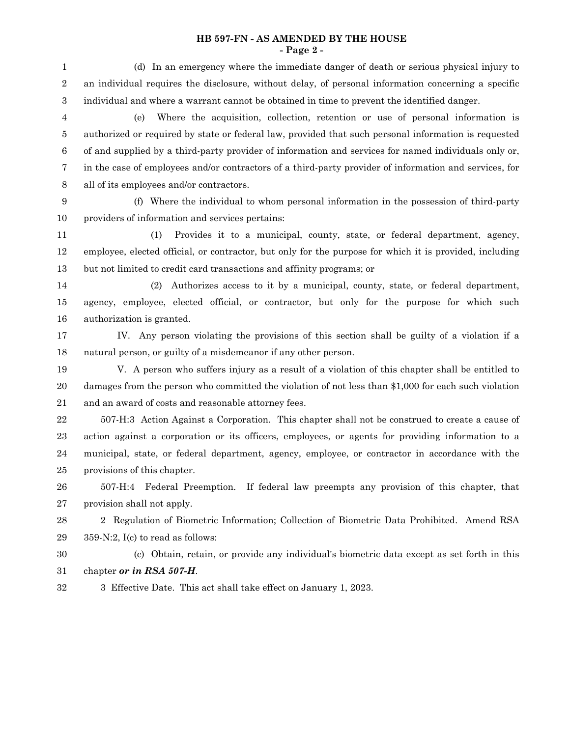(d) In an emergency where the immediate danger of death or serious physical injury to an individual requires the disclosure, without delay, of personal information concerning a specific individual and where a warrant cannot be obtained in time to prevent the identified danger.

(e) Where the acquisition, collection, retention or use of personal information is authorized or required by state or federal law, provided that such personal information is requested of and supplied by a third-party provider of information and services for named individuals only or, in the case of employees and/or contractors of a third-party provider of information and services, for all of its employees and/or contractors.

(f) Where the individual to whom personal information in the possession of third-party providers of information and services pertains:

(1) Provides it to a municipal, county, state, or federal department, agency, employee, elected official, or contractor, but only for the purpose for which it is provided, including but not limited to credit card transactions and affinity programs; or

(2) Authorizes access to it by a municipal, county, state, or federal department, agency, employee, elected official, or contractor, but only for the purpose for which such authorization is granted.

IV. Any person violating the provisions of this section shall be guilty of a violation if a natural person, or guilty of a misdemeanor if any other person.

V. A person who suffers injury as a result of a violation of this chapter shall be entitled to damages from the person who committed the violation of not less than $1,000 for each such violation and an award of costs and reasonable attorney fees.

507-H:3 Action Against a Corporation. This chapter shall not be construed to create a cause of action against a corporation or its officers, employees, or agents for providing information to a municipal, state, or federal department, agency, employee, or contractor in accordance with the provisions of this chapter.

507-H:4 Federal Preemption. If federal law preempts any provision of this chapter, that provision shall not apply.

2 Regulation of Biometric Information; Collection of Biometric Data Prohibited. Amend RSA 359-N:2, I(c) to read as follows:

(c) Obtain, retain, or provide any individual's biometric data except as set forth in this chapter ***or in RSA 507-H***.

3 Effective Date. This act shall take effect on January 1, 2023.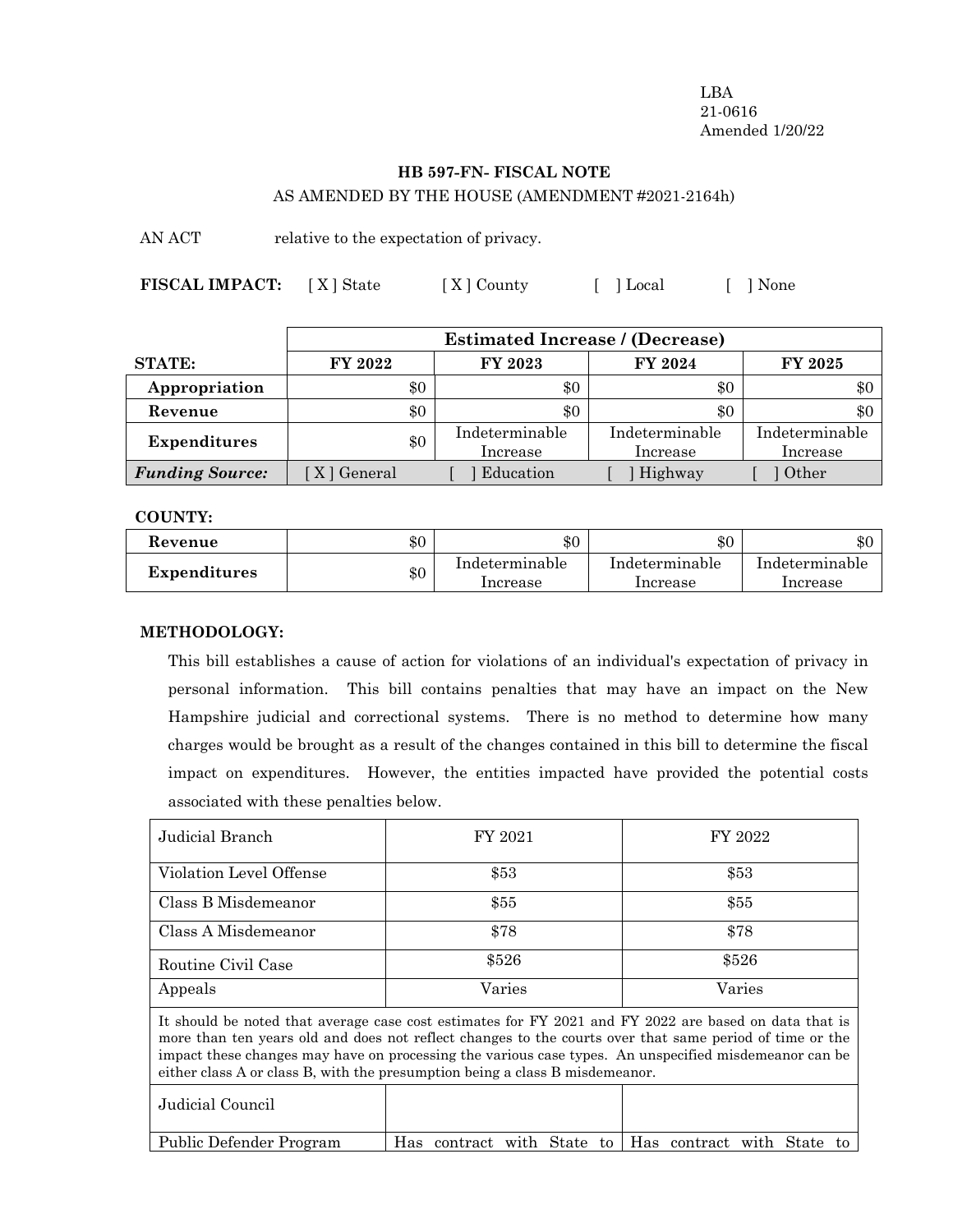LBA
21-0616
Amended 1/20/22

**HB 597-FN- FISCAL NOTE**

AS AMENDED BY THE HOUSE (AMENDMENT #2021-2164h)

AN ACT relative to the expectation of privacy.

**FISCAL IMPACT:** [ X ] State [ X ] County [ ] Local [ ] None

| | **Estimated Increase / (Decrease)** | | | |
|---|---|---|---|---|
| **STATE:** | **FY 2022** | **FY 2023** | **FY 2024** | **FY 2025** |
| **Appropriation** | $0 | $0 | $0 | $0 |
| **Revenue** | $0 | $0 | $0 | $0 |
| **Expenditures** | $0 | Indeterminable Increase | Indeterminable Increase | Indeterminable Increase |
| ***Funding Source:*** | [ X ] General | [ ] Education | [ ] Highway | [ ] Other |

**COUNTY:**

| | | | | |
|---|---|---|---|---|
| **Revenue** | $0 | $0 | $0 | $0 |
| **Expenditures** | $0 | Indeterminable Increase | Indeterminable Increase | Indeterminable Increase |

**METHODOLOGY:**

This bill establishes a cause of action for violations of an individual's expectation of privacy in personal information. This bill contains penalties that may have an impact on the New Hampshire judicial and correctional systems. There is no method to determine how many charges would be brought as a result of the changes contained in this bill to determine the fiscal impact on expenditures. However, the entities impacted have provided the potential costs associated with these penalties below.

| Judicial Branch | FY 2021 | FY 2022 |
|---|---|---|
| Violation Level Offense | $53 | $53 |
| Class B Misdemeanor | $55 | $55 |
| Class A Misdemeanor | $78 | $78 |
| Routine Civil Case | $526 | $526 |
| Appeals | Varies | Varies |
| It should be noted that average case cost estimates for FY 2021 and FY 2022 are based on data that is more than ten years old and does not reflect changes to the courts over that same period of time or the impact these changes may have on processing the various case types. An unspecified misdemeanor can be either class A or class B, with the presumption being a class B misdemeanor. | | |
| Judicial Council | | |
| Public Defender Program | Has contract with State to | Has contract with State to |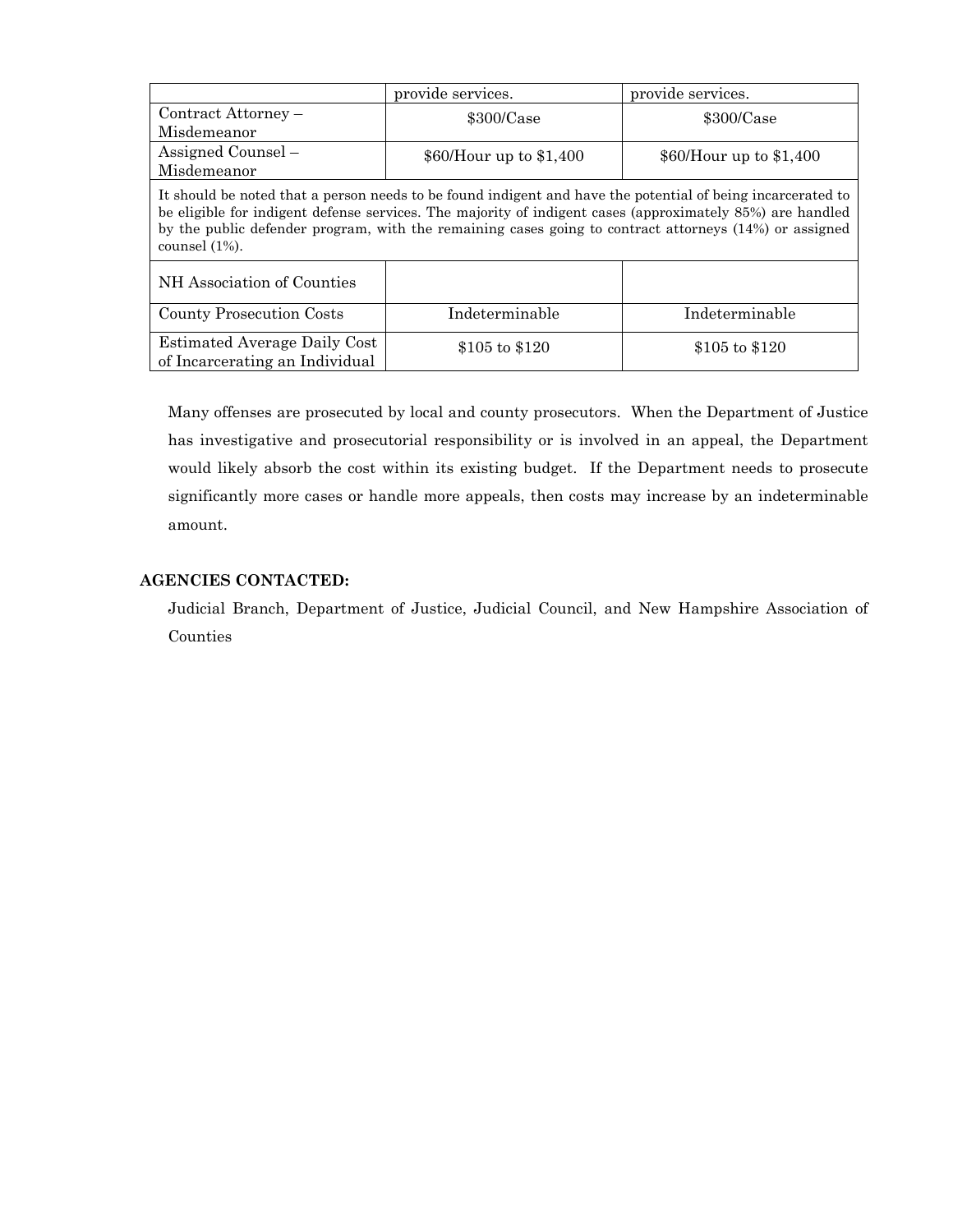| | | |
|---|---|---|
| | provide services. | provide services. |
| Contract Attorney – Misdemeanor | $300/Case | $300/Case |
| Assigned Counsel – Misdemeanor | $60/Hour up to $1,400 | $60/Hour up to $1,400 |
| It should be noted that a person needs to be found indigent and have the potential of being incarcerated to be eligible for indigent defense services. The majority of indigent cases (approximately 85%) are handled by the public defender program, with the remaining cases going to contract attorneys (14%) or assigned counsel (1%). | | |
| NH Association of Counties | | |
| County Prosecution Costs | Indeterminable | Indeterminable |
| Estimated Average Daily Cost of Incarcerating an Individual | $105 to $120 | $105 to $120 |

Many offenses are prosecuted by local and county prosecutors. When the Department of Justice has investigative and prosecutorial responsibility or is involved in an appeal, the Department would likely absorb the cost within its existing budget. If the Department needs to prosecute significantly more cases or handle more appeals, then costs may increase by an indeterminable amount.

**AGENCIES CONTACTED:**

Judicial Branch, Department of Justice, Judicial Council, and New Hampshire Association of Counties